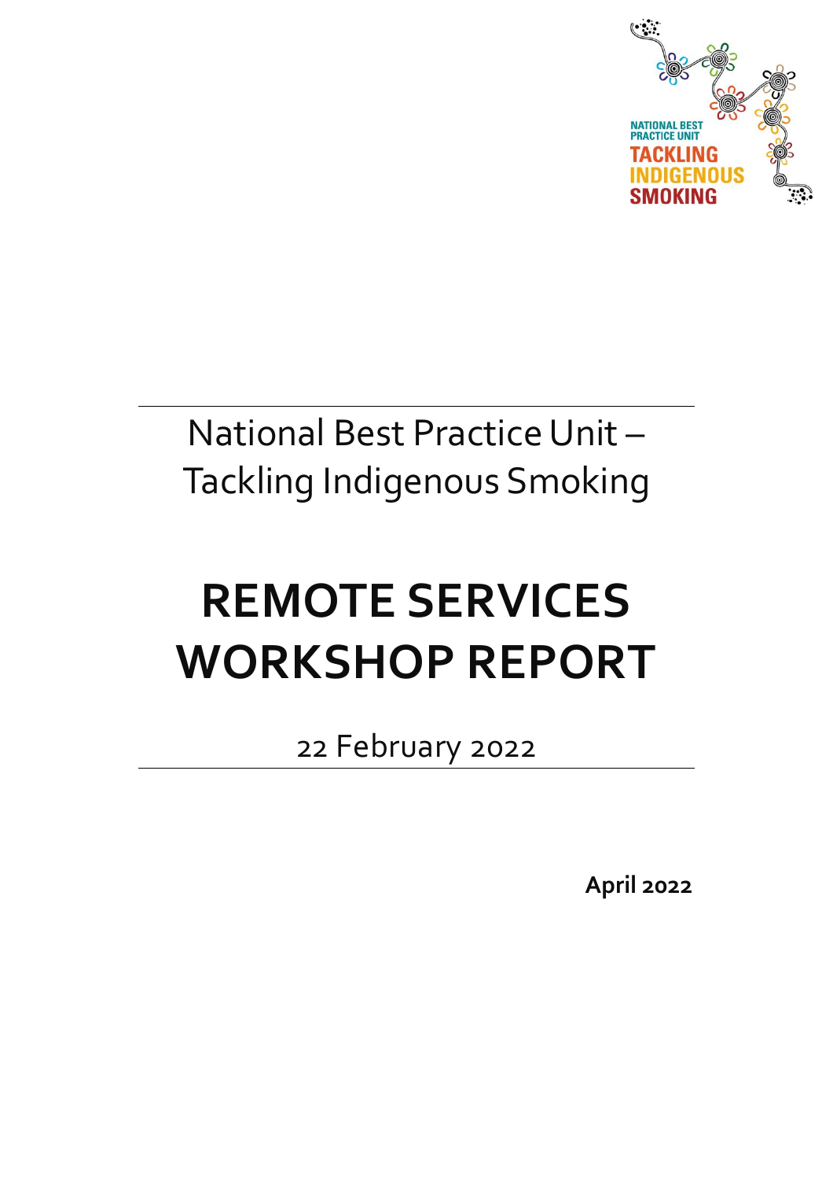NATIONAL BEST PRACTICE UNIT
TACKLING INDIGENOUS SMOKING

National Best Practice Unit – Tackling Indigenous Smoking

# REMOTE SERVICES WORKSHOP REPORT

22 February 2022

**April 2022**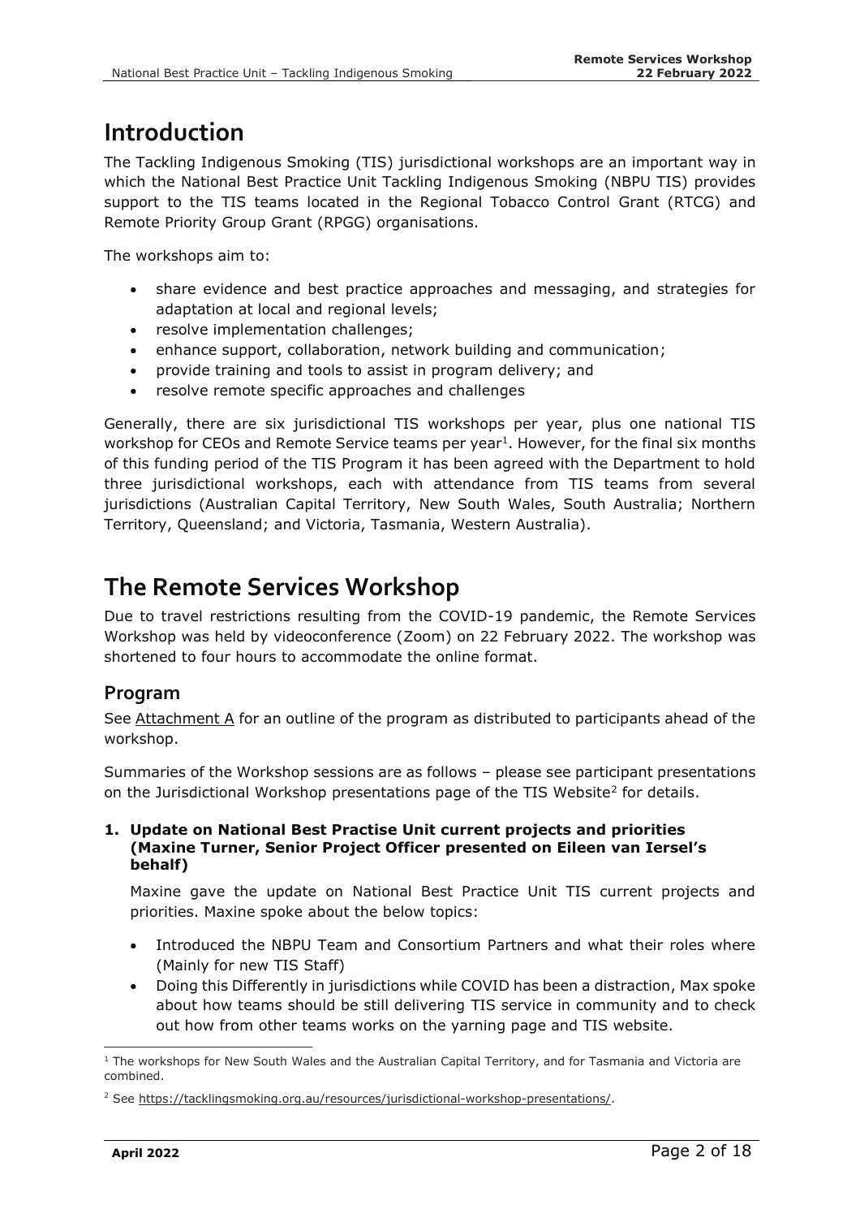# Introduction

The Tackling Indigenous Smoking (TIS) jurisdictional workshops are an important way in which the National Best Practice Unit Tackling Indigenous Smoking (NBPU TIS) provides support to the TIS teams located in the Regional Tobacco Control Grant (RTCG) and Remote Priority Group Grant (RPGG) organisations.

The workshops aim to:

- share evidence and best practice approaches and messaging, and strategies for adaptation at local and regional levels;
- resolve implementation challenges;
- enhance support, collaboration, network building and communication;
- provide training and tools to assist in program delivery; and
- resolve remote specific approaches and challenges

Generally, there are six jurisdictional TIS workshops per year, plus one national TIS workshop for CEOs and Remote Service teams per year[1]. However, for the final six months of this funding period of the TIS Program it has been agreed with the Department to hold three jurisdictional workshops, each with attendance from TIS teams from several jurisdictions (Australian Capital Territory, New South Wales, South Australia; Northern Territory, Queensland; and Victoria, Tasmania, Western Australia).

# The Remote Services Workshop

Due to travel restrictions resulting from the COVID-19 pandemic, the Remote Services Workshop was held by videoconference (Zoom) on 22 February 2022. The workshop was shortened to four hours to accommodate the online format.

## Program

See Attachment A for an outline of the program as distributed to participants ahead of the workshop.

Summaries of the Workshop sessions are as follows – please see participant presentations on the Jurisdictional Workshop presentations page of the TIS Website[2] for details.

1. **Update on National Best Practise Unit current projects and priorities (Maxine Turner, Senior Project Officer presented on Eileen van Iersel's behalf)**

   Maxine gave the update on National Best Practice Unit TIS current projects and priorities. Maxine spoke about the below topics:

   - Introduced the NBPU Team and Consortium Partners and what their roles where (Mainly for new TIS Staff)
   - Doing this Differently in jurisdictions while COVID has been a distraction, Max spoke about how teams should be still delivering TIS service in community and to check out how from other teams works on the yarning page and TIS website.

---

[1] The workshops for New South Wales and the Australian Capital Territory, and for Tasmania and Victoria are combined.

[2] See https://tacklingsmoking.org.au/resources/jurisdictional-workshop-presentations/.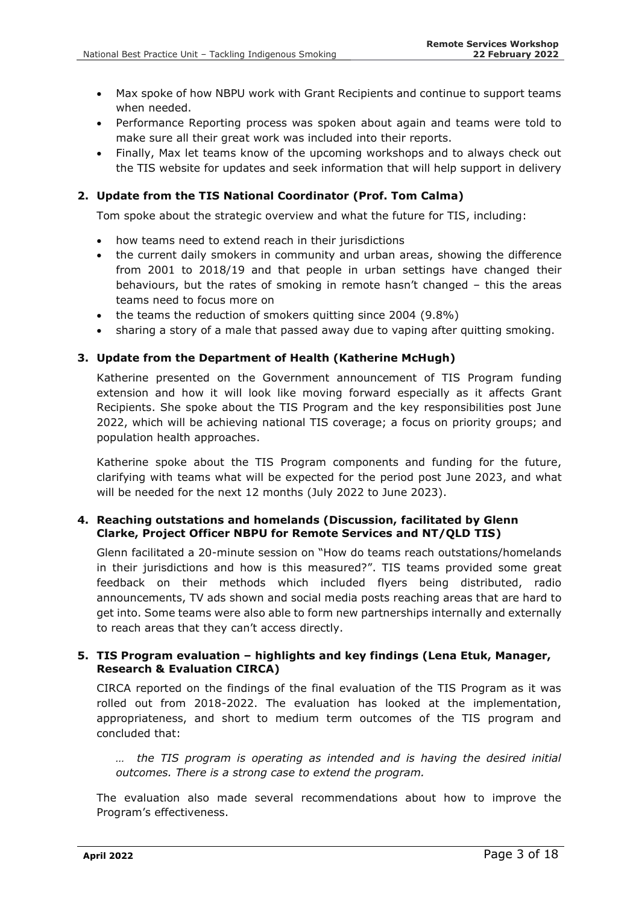- Max spoke of how NBPU work with Grant Recipients and continue to support teams when needed.
- Performance Reporting process was spoken about again and teams were told to make sure all their great work was included into their reports.
- Finally, Max let teams know of the upcoming workshops and to always check out the TIS website for updates and seek information that will help support in delivery

## 2. Update from the TIS National Coordinator (Prof. Tom Calma)

Tom spoke about the strategic overview and what the future for TIS, including:

- how teams need to extend reach in their jurisdictions
- the current daily smokers in community and urban areas, showing the difference from 2001 to 2018/19 and that people in urban settings have changed their behaviours, but the rates of smoking in remote hasn't changed – this the areas teams need to focus more on
- the teams the reduction of smokers quitting since 2004 (9.8%)
- sharing a story of a male that passed away due to vaping after quitting smoking.

## 3. Update from the Department of Health (Katherine McHugh)

Katherine presented on the Government announcement of TIS Program funding extension and how it will look like moving forward especially as it affects Grant Recipients. She spoke about the TIS Program and the key responsibilities post June 2022, which will be achieving national TIS coverage; a focus on priority groups; and population health approaches.

Katherine spoke about the TIS Program components and funding for the future, clarifying with teams what will be expected for the period post June 2023, and what will be needed for the next 12 months (July 2022 to June 2023).

## 4. Reaching outstations and homelands (Discussion, facilitated by Glenn Clarke, Project Officer NBPU for Remote Services and NT/QLD TIS)

Glenn facilitated a 20-minute session on "How do teams reach outstations/homelands in their jurisdictions and how is this measured?". TIS teams provided some great feedback on their methods which included flyers being distributed, radio announcements, TV ads shown and social media posts reaching areas that are hard to get into. Some teams were also able to form new partnerships internally and externally to reach areas that they can't access directly.

## 5. TIS Program evaluation – highlights and key findings (Lena Etuk, Manager, Research & Evaluation CIRCA)

CIRCA reported on the findings of the final evaluation of the TIS Program as it was rolled out from 2018-2022. The evaluation has looked at the implementation, appropriateness, and short to medium term outcomes of the TIS program and concluded that:

> *… the TIS program is operating as intended and is having the desired initial outcomes. There is a strong case to extend the program.*

The evaluation also made several recommendations about how to improve the Program's effectiveness.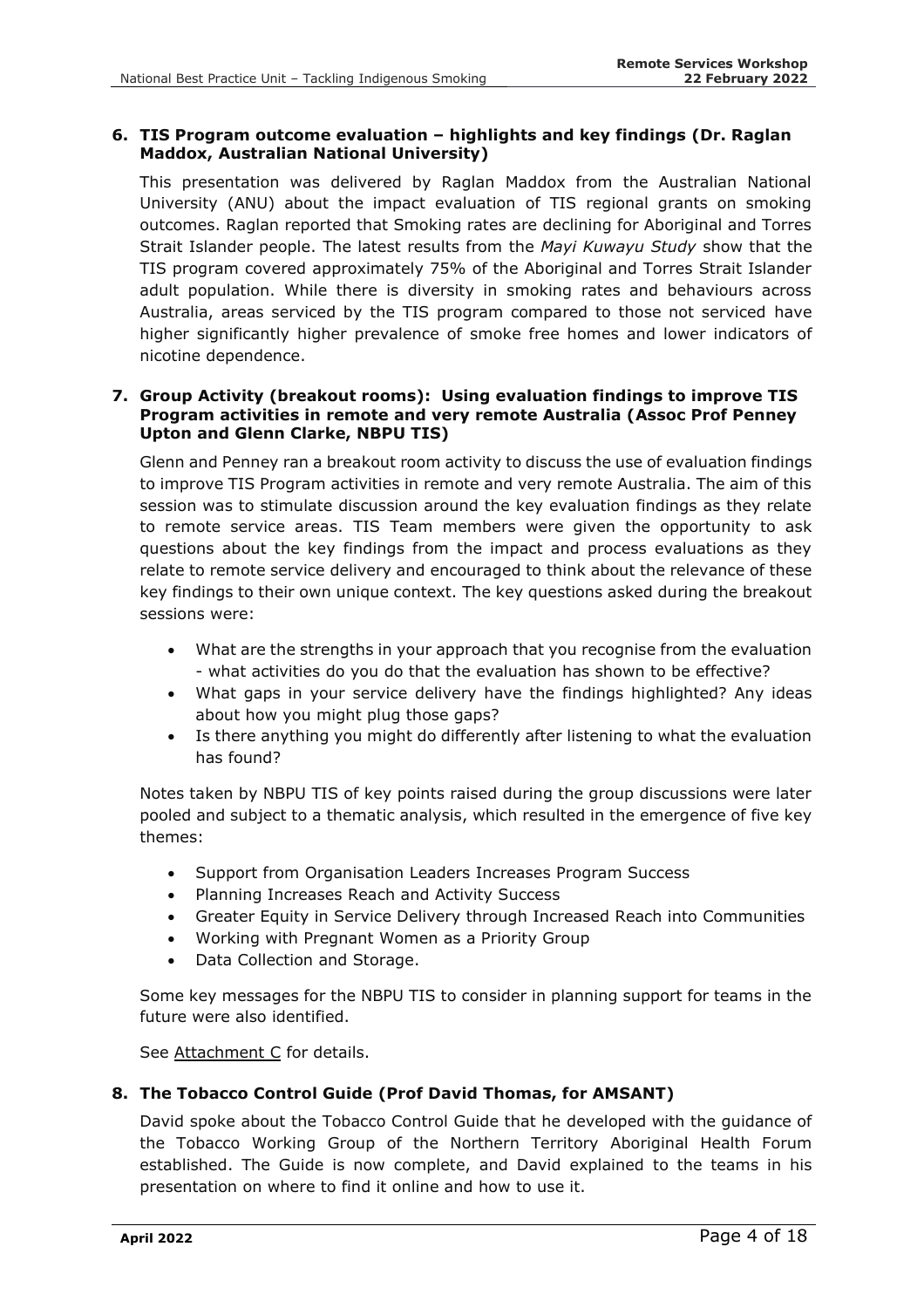### 6. TIS Program outcome evaluation – highlights and key findings (Dr. Raglan Maddox, Australian National University)

This presentation was delivered by Raglan Maddox from the Australian National University (ANU) about the impact evaluation of TIS regional grants on smoking outcomes. Raglan reported that Smoking rates are declining for Aboriginal and Torres Strait Islander people. The latest results from the *Mayi Kuwayu Study* show that the TIS program covered approximately 75% of the Aboriginal and Torres Strait Islander adult population. While there is diversity in smoking rates and behaviours across Australia, areas serviced by the TIS program compared to those not serviced have higher significantly higher prevalence of smoke free homes and lower indicators of nicotine dependence.

### 7. Group Activity (breakout rooms): Using evaluation findings to improve TIS Program activities in remote and very remote Australia (Assoc Prof Penney Upton and Glenn Clarke, NBPU TIS)

Glenn and Penney ran a breakout room activity to discuss the use of evaluation findings to improve TIS Program activities in remote and very remote Australia. The aim of this session was to stimulate discussion around the key evaluation findings as they relate to remote service areas. TIS Team members were given the opportunity to ask questions about the key findings from the impact and process evaluations as they relate to remote service delivery and encouraged to think about the relevance of these key findings to their own unique context. The key questions asked during the breakout sessions were:

- What are the strengths in your approach that you recognise from the evaluation - what activities do you do that the evaluation has shown to be effective?
- What gaps in your service delivery have the findings highlighted? Any ideas about how you might plug those gaps?
- Is there anything you might do differently after listening to what the evaluation has found?

Notes taken by NBPU TIS of key points raised during the group discussions were later pooled and subject to a thematic analysis, which resulted in the emergence of five key themes:

- Support from Organisation Leaders Increases Program Success
- Planning Increases Reach and Activity Success
- Greater Equity in Service Delivery through Increased Reach into Communities
- Working with Pregnant Women as a Priority Group
- Data Collection and Storage.

Some key messages for the NBPU TIS to consider in planning support for teams in the future were also identified.

See Attachment C for details.

### 8. The Tobacco Control Guide (Prof David Thomas, for AMSANT)

David spoke about the Tobacco Control Guide that he developed with the guidance of the Tobacco Working Group of the Northern Territory Aboriginal Health Forum established. The Guide is now complete, and David explained to the teams in his presentation on where to find it online and how to use it.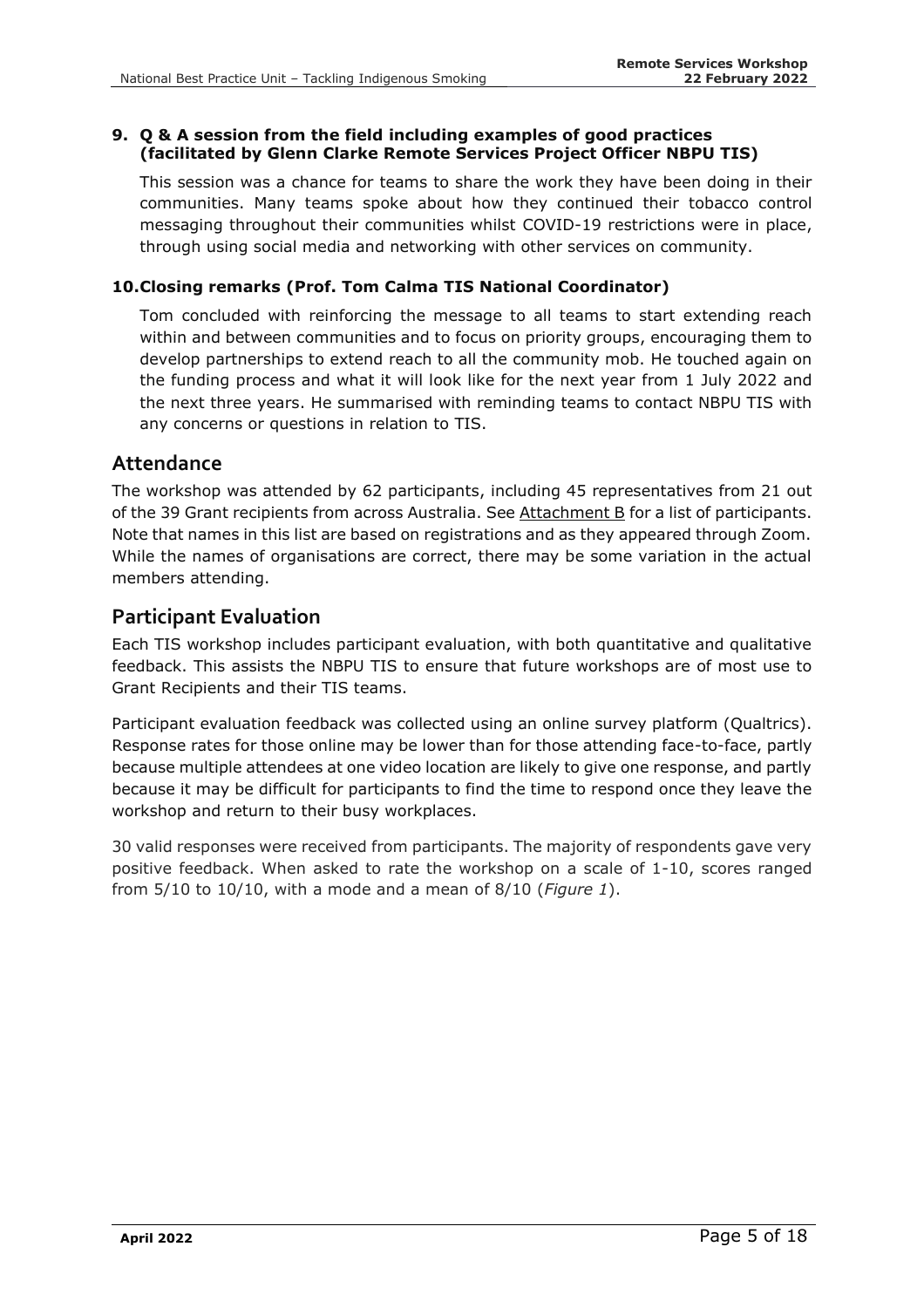**9. Q & A session from the field including examples of good practices (facilitated by Glenn Clarke Remote Services Project Officer NBPU TIS)**

This session was a chance for teams to share the work they have been doing in their communities. Many teams spoke about how they continued their tobacco control messaging throughout their communities whilst COVID-19 restrictions were in place, through using social media and networking with other services on community.

**10. Closing remarks (Prof. Tom Calma TIS National Coordinator)**

Tom concluded with reinforcing the message to all teams to start extending reach within and between communities and to focus on priority groups, encouraging them to develop partnerships to extend reach to all the community mob. He touched again on the funding process and what it will look like for the next year from 1 July 2022 and the next three years. He summarised with reminding teams to contact NBPU TIS with any concerns or questions in relation to TIS.

## Attendance

The workshop was attended by 62 participants, including 45 representatives from 21 out of the 39 Grant recipients from across Australia. See Attachment B for a list of participants. Note that names in this list are based on registrations and as they appeared through Zoom. While the names of organisations are correct, there may be some variation in the actual members attending.

## Participant Evaluation

Each TIS workshop includes participant evaluation, with both quantitative and qualitative feedback. This assists the NBPU TIS to ensure that future workshops are of most use to Grant Recipients and their TIS teams.

Participant evaluation feedback was collected using an online survey platform (Qualtrics). Response rates for those online may be lower than for those attending face-to-face, partly because multiple attendees at one video location are likely to give one response, and partly because it may be difficult for participants to find the time to respond once they leave the workshop and return to their busy workplaces.

30 valid responses were received from participants. The majority of respondents gave very positive feedback. When asked to rate the workshop on a scale of 1-10, scores ranged from 5/10 to 10/10, with a mode and a mean of 8/10 (*Figure 1*).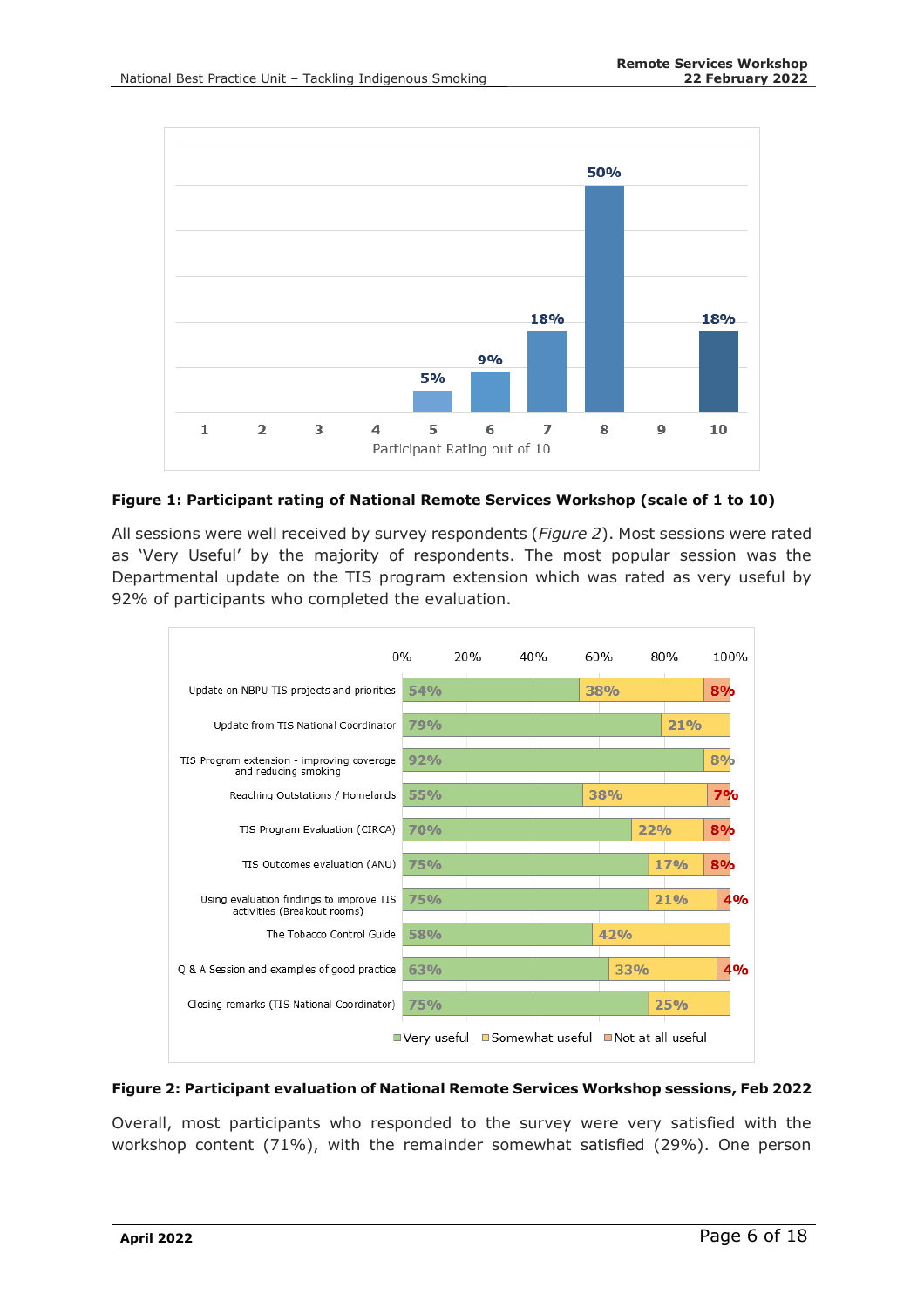**Figure 1: Participant rating of National Remote Services Workshop (scale of 1 to 10)**

All sessions were well received by survey respondents (*Figure 2*). Most sessions were rated as 'Very Useful' by the majority of respondents. The most popular session was the Departmental update on the TIS program extension which was rated as very useful by 92% of participants who completed the evaluation.

**Figure 2: Participant evaluation of National Remote Services Workshop sessions, Feb 2022**

Overall, most participants who responded to the survey were very satisfied with the workshop content (71%), with the remainder somewhat satisfied (29%). One person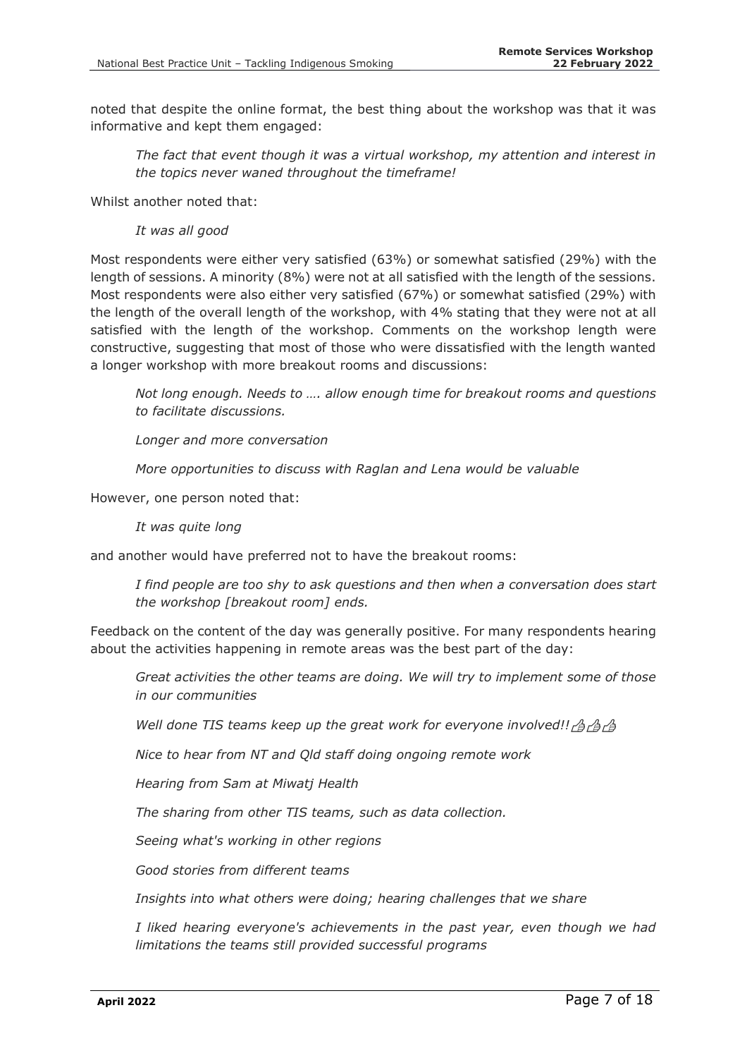noted that despite the online format, the best thing about the workshop was that it was informative and kept them engaged:

> *The fact that event though it was a virtual workshop, my attention and interest in the topics never waned throughout the timeframe!*

Whilst another noted that:

> *It was all good*

Most respondents were either very satisfied (63%) or somewhat satisfied (29%) with the length of sessions. A minority (8%) were not at all satisfied with the length of the sessions. Most respondents were also either very satisfied (67%) or somewhat satisfied (29%) with the length of the overall length of the workshop, with 4% stating that they were not at all satisfied with the length of the workshop. Comments on the workshop length were constructive, suggesting that most of those who were dissatisfied with the length wanted a longer workshop with more breakout rooms and discussions:

> *Not long enough. Needs to …. allow enough time for breakout rooms and questions to facilitate discussions.*
>
> *Longer and more conversation*
>
> *More opportunities to discuss with Raglan and Lena would be valuable*

However, one person noted that:

> *It was quite long*

and another would have preferred not to have the breakout rooms:

> *I find people are too shy to ask questions and then when a conversation does start the workshop [breakout room] ends.*

Feedback on the content of the day was generally positive. For many respondents hearing about the activities happening in remote areas was the best part of the day:

> *Great activities the other teams are doing. We will try to implement some of those in our communities*
>
> *Well done TIS teams keep up the great work for everyone involved!!👍👍👍*
>
> *Nice to hear from NT and Qld staff doing ongoing remote work*
>
> *Hearing from Sam at Miwatj Health*
>
> *The sharing from other TIS teams, such as data collection.*
>
> *Seeing what's working in other regions*
>
> *Good stories from different teams*
>
> *Insights into what others were doing; hearing challenges that we share*
>
> *I liked hearing everyone's achievements in the past year, even though we had limitations the teams still provided successful programs*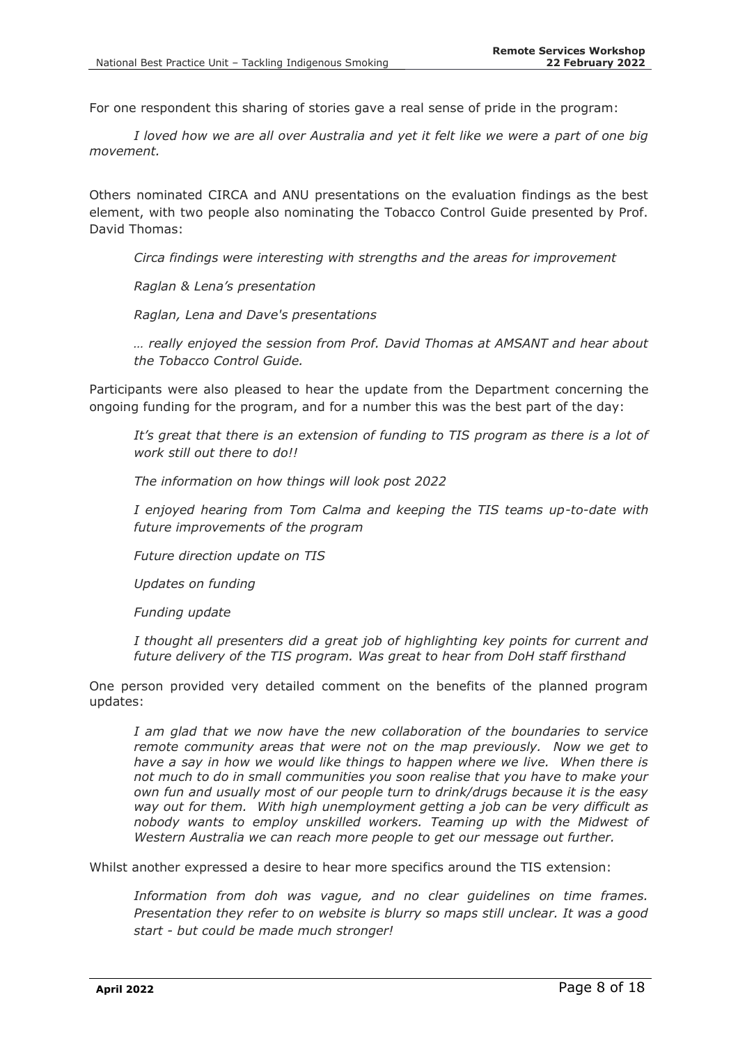For one respondent this sharing of stories gave a real sense of pride in the program:

> *I loved how we are all over Australia and yet it felt like we were a part of one big movement.*

Others nominated CIRCA and ANU presentations on the evaluation findings as the best element, with two people also nominating the Tobacco Control Guide presented by Prof. David Thomas:

> *Circa findings were interesting with strengths and the areas for improvement*
>
> *Raglan & Lena's presentation*
>
> *Raglan, Lena and Dave's presentations*
>
> *… really enjoyed the session from Prof. David Thomas at AMSANT and hear about the Tobacco Control Guide.*

Participants were also pleased to hear the update from the Department concerning the ongoing funding for the program, and for a number this was the best part of the day:

> *It's great that there is an extension of funding to TIS program as there is a lot of work still out there to do!!*
>
> *The information on how things will look post 2022*
>
> *I enjoyed hearing from Tom Calma and keeping the TIS teams up-to-date with future improvements of the program*
>
> *Future direction update on TIS*
>
> *Updates on funding*
>
> *Funding update*
>
> *I thought all presenters did a great job of highlighting key points for current and future delivery of the TIS program. Was great to hear from DoH staff firsthand*

One person provided very detailed comment on the benefits of the planned program updates:

> *I am glad that we now have the new collaboration of the boundaries to service remote community areas that were not on the map previously. Now we get to have a say in how we would like things to happen where we live. When there is not much to do in small communities you soon realise that you have to make your own fun and usually most of our people turn to drink/drugs because it is the easy way out for them. With high unemployment getting a job can be very difficult as nobody wants to employ unskilled workers. Teaming up with the Midwest of Western Australia we can reach more people to get our message out further.*

Whilst another expressed a desire to hear more specifics around the TIS extension:

> *Information from doh was vague, and no clear guidelines on time frames. Presentation they refer to on website is blurry so maps still unclear. It was a good start - but could be made much stronger!*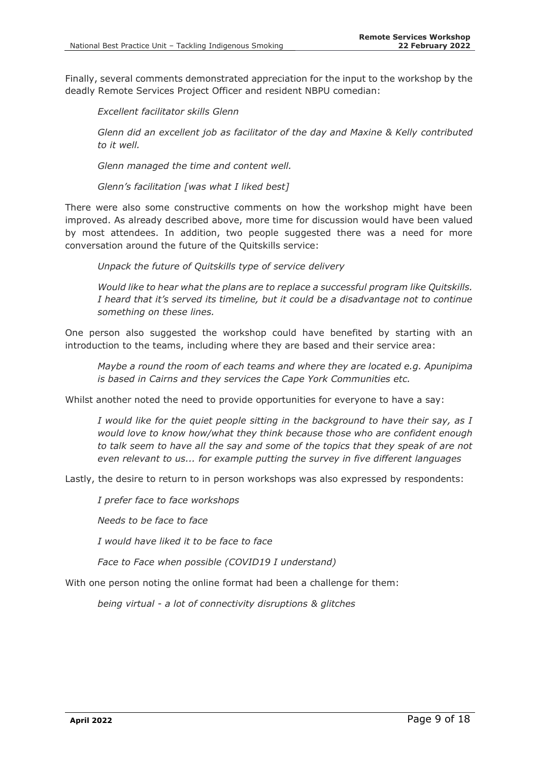Finally, several comments demonstrated appreciation for the input to the workshop by the deadly Remote Services Project Officer and resident NBPU comedian:

> *Excellent facilitator skills Glenn*
>
> *Glenn did an excellent job as facilitator of the day and Maxine & Kelly contributed to it well.*
>
> *Glenn managed the time and content well.*
>
> *Glenn's facilitation [was what I liked best]*

There were also some constructive comments on how the workshop might have been improved. As already described above, more time for discussion would have been valued by most attendees. In addition, two people suggested there was a need for more conversation around the future of the Quitskills service:

> *Unpack the future of Quitskills type of service delivery*
>
> *Would like to hear what the plans are to replace a successful program like Quitskills. I heard that it's served its timeline, but it could be a disadvantage not to continue something on these lines.*

One person also suggested the workshop could have benefited by starting with an introduction to the teams, including where they are based and their service area:

> *Maybe a round the room of each teams and where they are located e.g. Apunipima is based in Cairns and they services the Cape York Communities etc.*

Whilst another noted the need to provide opportunities for everyone to have a say:

> *I would like for the quiet people sitting in the background to have their say, as I would love to know how/what they think because those who are confident enough to talk seem to have all the say and some of the topics that they speak of are not even relevant to us... for example putting the survey in five different languages*

Lastly, the desire to return to in person workshops was also expressed by respondents:

> *I prefer face to face workshops*
>
> *Needs to be face to face*
>
> *I would have liked it to be face to face*
>
> *Face to Face when possible (COVID19 I understand)*

With one person noting the online format had been a challenge for them:

> *being virtual - a lot of connectivity disruptions & glitches*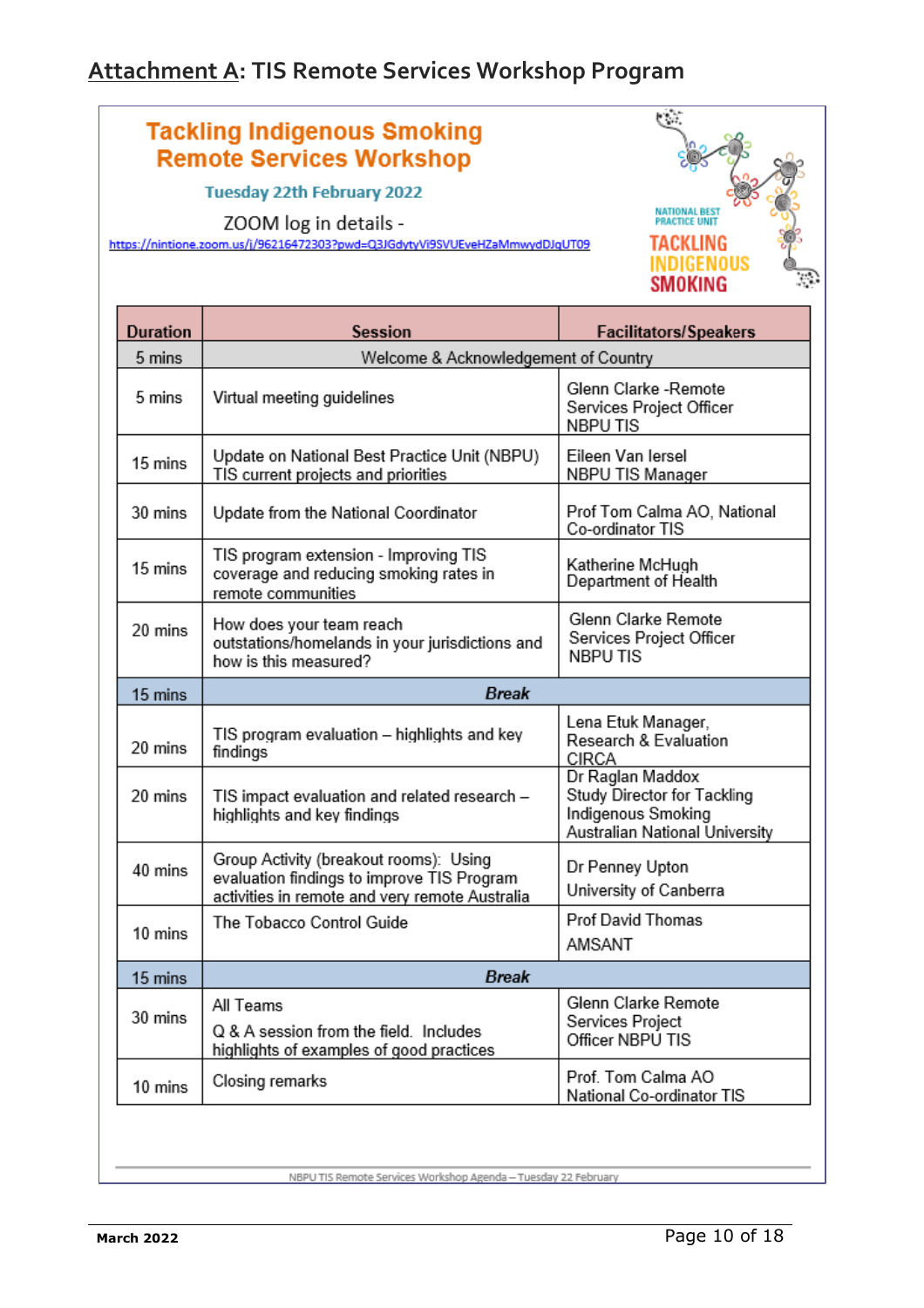## **Attachment A**: TIS Remote Services Workshop Program

**Tackling Indigenous Smoking Remote Services Workshop**

**Tuesday 22th February 2022**

ZOOM log in details - https://nintione.zoom.us/j/96216472303?pwd=Q3JGdytyVi9SVUEveHZaMmwydDJqUT09

NATIONAL BEST PRACTICE UNIT
TACKLING INDIGENOUS SMOKING

| Duration | Session | Facilitators/Speakers |
|---|---|---|
| 5 mins | Welcome & Acknowledgement of Country | |
| 5 mins | Virtual meeting guidelines | Glenn Clarke -Remote Services Project Officer NBPU TIS |
| 15 mins | Update on National Best Practice Unit (NBPU) TIS current projects and priorities | Eileen Van Iersel NBPU TIS Manager |
| 30 mins | Update from the National Coordinator | Prof Tom Calma AO, National Co-ordinator TIS |
| 15 mins | TIS program extension - Improving TIS coverage and reducing smoking rates in remote communities | Katherine McHugh Department of Health |
| 20 mins | How does your team reach outstations/homelands in your jurisdictions and how is this measured? | Glenn Clarke Remote Services Project Officer NBPU TIS |
| 15 mins | ***Break*** | |
| 20 mins | TIS program evaluation – highlights and key findings | Lena Etuk Manager, Research & Evaluation CIRCA |
| 20 mins | TIS impact evaluation and related research – highlights and key findings | Dr Raglan Maddox Study Director for Tackling Indigenous Smoking Australian National University |
| 40 mins | Group Activity (breakout rooms): Using evaluation findings to improve TIS Program activities in remote and very remote Australia | Dr Penney Upton University of Canberra |
| 10 mins | The Tobacco Control Guide | Prof David Thomas AMSANT |
| 15 mins | ***Break*** | |
| 30 mins | All Teams<br>Q & A session from the field. Includes highlights of examples of good practices | Glenn Clarke Remote Services Project Officer NBPU TIS |
| 10 mins | Closing remarks | Prof. Tom Calma AO National Co-ordinator TIS |

NBPU TIS Remote Services Workshop Agenda – Tuesday 22 February

March 2022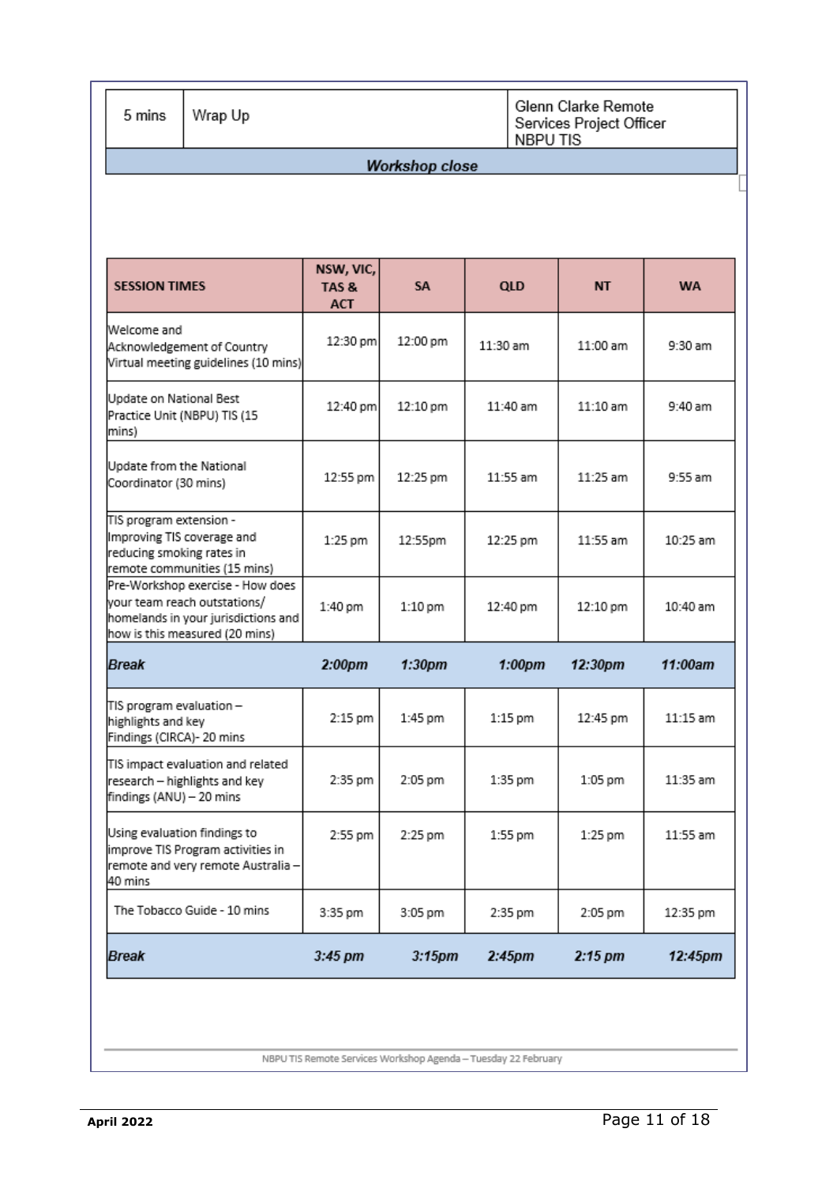| 5 mins | Wrap Up | Glenn Clarke Remote Services Project Officer NBPU TIS |
|---|---|---|
| ***Workshop close*** | | |

| SESSION TIMES | NSW, VIC, TAS & ACT | SA | QLD | NT | WA |
|---|---|---|---|---|---|
| Welcome and Acknowledgement of Country Virtual meeting guidelines (10 mins) | 12:30 pm | 12:00 pm | 11:30 am | 11:00 am | 9:30 am |
| Update on National Best Practice Unit (NBPU) TIS (15 mins) | 12:40 pm | 12:10 pm | 11:40 am | 11:10 am | 9:40 am |
| Update from the National Coordinator (30 mins) | 12:55 pm | 12:25 pm | 11:55 am | 11:25 am | 9:55 am |
| TIS program extension - Improving TIS coverage and reducing smoking rates in remote communities (15 mins) | 1:25 pm | 12:55pm | 12:25 pm | 11:55 am | 10:25 am |
| Pre-Workshop exercise - How does your team reach outstations/ homelands in your jurisdictions and how is this measured (20 mins) | 1:40 pm | 1:10 pm | 12:40 pm | 12:10 pm | 10:40 am |
| ***Break*** | ***2:00pm*** | ***1:30pm*** | ***1:00pm*** | ***12:30pm*** | ***11:00am*** |
| TIS program evaluation – highlights and key Findings (CIRCA)- 20 mins | 2:15 pm | 1:45 pm | 1:15 pm | 12:45 pm | 11:15 am |
| TIS impact evaluation and related research – highlights and key findings (ANU) – 20 mins | 2:35 pm | 2:05 pm | 1:35 pm | 1:05 pm | 11:35 am |
| Using evaluation findings to improve TIS Program activities in remote and very remote Australia – 40 mins | 2:55 pm | 2:25 pm | 1:55 pm | 1:25 pm | 11:55 am |
| The Tobacco Guide - 10 mins | 3:35 pm | 3:05 pm | 2:35 pm | 2:05 pm | 12:35 pm |
| ***Break*** | ***3:45 pm*** | ***3:15pm*** | ***2:45pm*** | ***2:15 pm*** | ***12:45pm*** |

NBPU TIS Remote Services Workshop Agenda – Tuesday 22 February

**April 2022**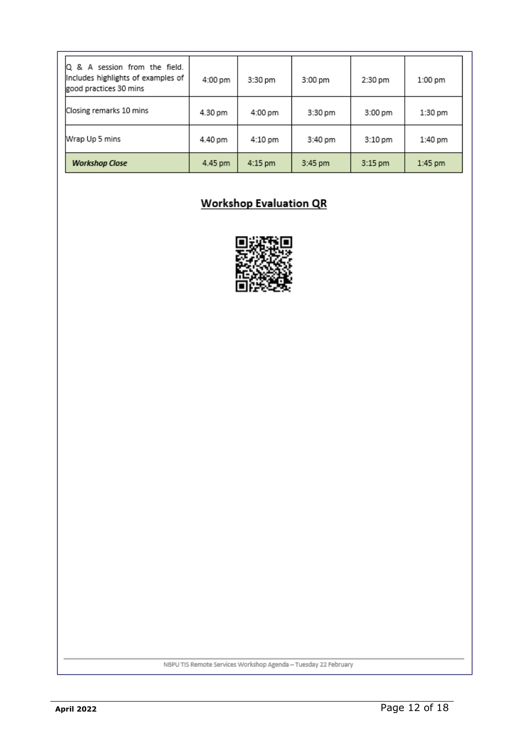| Q & A session from the field. Includes highlights of examples of good practices 30 mins | 4:00 pm | 3:30 pm | 3:00 pm | 2:30 pm | 1:00 pm |
|---|---|---|---|---|---|
| Closing remarks 10 mins | 4.30 pm | 4:00 pm | 3:30 pm | 3:00 pm | 1:30 pm |
| Wrap Up 5 mins | 4.40 pm | 4:10 pm | 3:40 pm | 3:10 pm | 1:40 pm |
| ***Workshop Close*** | 4.45 pm | 4:15 pm | 3:45 pm | 3:15 pm | 1:45 pm |

## Workshop Evaluation QR

NBPU TIS Remote Services Workshop Agenda – Tuesday 22 February

**April 2022**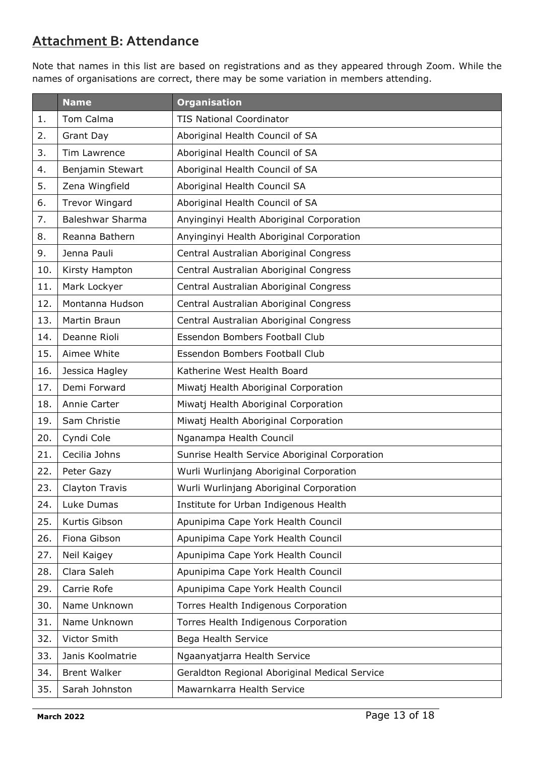## <u>Attachment B</u>: Attendance

Note that names in this list are based on registrations and as they appeared through Zoom. While the names of organisations are correct, there may be some variation in members attending.

| | Name | Organisation |
|---|---|---|
| 1. | Tom Calma | TIS National Coordinator |
| 2. | Grant Day | Aboriginal Health Council of SA |
| 3. | Tim Lawrence | Aboriginal Health Council of SA |
| 4. | Benjamin Stewart | Aboriginal Health Council of SA |
| 5. | Zena Wingfield | Aboriginal Health Council SA |
| 6. | Trevor Wingard | Aboriginal Health Council of SA |
| 7. | Baleshwar Sharma | Anyinginyi Health Aboriginal Corporation |
| 8. | Reanna Bathern | Anyinginyi Health Aboriginal Corporation |
| 9. | Jenna Pauli | Central Australian Aboriginal Congress |
| 10. | Kirsty Hampton | Central Australian Aboriginal Congress |
| 11. | Mark Lockyer | Central Australian Aboriginal Congress |
| 12. | Montanna Hudson | Central Australian Aboriginal Congress |
| 13. | Martin Braun | Central Australian Aboriginal Congress |
| 14. | Deanne Rioli | Essendon Bombers Football Club |
| 15. | Aimee White | Essendon Bombers Football Club |
| 16. | Jessica Hagley | Katherine West Health Board |
| 17. | Demi Forward | Miwatj Health Aboriginal Corporation |
| 18. | Annie Carter | Miwatj Health Aboriginal Corporation |
| 19. | Sam Christie | Miwatj Health Aboriginal Corporation |
| 20. | Cyndi Cole | Nganampa Health Council |
| 21. | Cecilia Johns | Sunrise Health Service Aboriginal Corporation |
| 22. | Peter Gazy | Wurli Wurlinjang Aboriginal Corporation |
| 23. | Clayton Travis | Wurli Wurlinjang Aboriginal Corporation |
| 24. | Luke Dumas | Institute for Urban Indigenous Health |
| 25. | Kurtis Gibson | Apunipima Cape York Health Council |
| 26. | Fiona Gibson | Apunipima Cape York Health Council |
| 27. | Neil Kaigey | Apunipima Cape York Health Council |
| 28. | Clara Saleh | Apunipima Cape York Health Council |
| 29. | Carrie Rofe | Apunipima Cape York Health Council |
| 30. | Name Unknown | Torres Health Indigenous Corporation |
| 31. | Name Unknown | Torres Health Indigenous Corporation |
| 32. | Victor Smith | Bega Health Service |
| 33. | Janis Koolmatrie | Ngaanyatjarra Health Service |
| 34. | Brent Walker | Geraldton Regional Aboriginal Medical Service |
| 35. | Sarah Johnston | Mawarnkarra Health Service |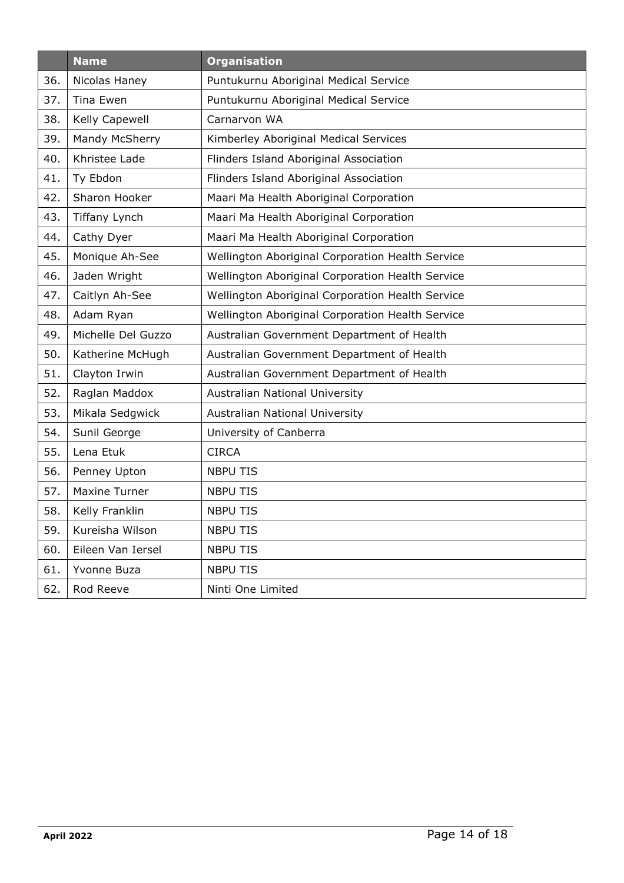|  | Name | Organisation |
| --- | --- | --- |
| 36. | Nicolas Haney | Puntukurnu Aboriginal Medical Service |
| 37. | Tina Ewen | Puntukurnu Aboriginal Medical Service |
| 38. | Kelly Capewell | Carnarvon WA |
| 39. | Mandy McSherry | Kimberley Aboriginal Medical Services |
| 40. | Khristee Lade | Flinders Island Aboriginal Association |
| 41. | Ty Ebdon | Flinders Island Aboriginal Association |
| 42. | Sharon Hooker | Maari Ma Health Aboriginal Corporation |
| 43. | Tiffany Lynch | Maari Ma Health Aboriginal Corporation |
| 44. | Cathy Dyer | Maari Ma Health Aboriginal Corporation |
| 45. | Monique Ah-See | Wellington Aboriginal Corporation Health Service |
| 46. | Jaden Wright | Wellington Aboriginal Corporation Health Service |
| 47. | Caitlyn Ah-See | Wellington Aboriginal Corporation Health Service |
| 48. | Adam Ryan | Wellington Aboriginal Corporation Health Service |
| 49. | Michelle Del Guzzo | Australian Government Department of Health |
| 50. | Katherine McHugh | Australian Government Department of Health |
| 51. | Clayton Irwin | Australian Government Department of Health |
| 52. | Raglan Maddox | Australian National University |
| 53. | Mikala Sedgwick | Australian National University |
| 54. | Sunil George | University of Canberra |
| 55. | Lena Etuk | CIRCA |
| 56. | Penney Upton | NBPU TIS |
| 57. | Maxine Turner | NBPU TIS |
| 58. | Kelly Franklin | NBPU TIS |
| 59. | Kureisha Wilson | NBPU TIS |
| 60. | Eileen Van Iersel | NBPU TIS |
| 61. | Yvonne Buza | NBPU TIS |
| 62. | Rod Reeve | Ninti One Limited |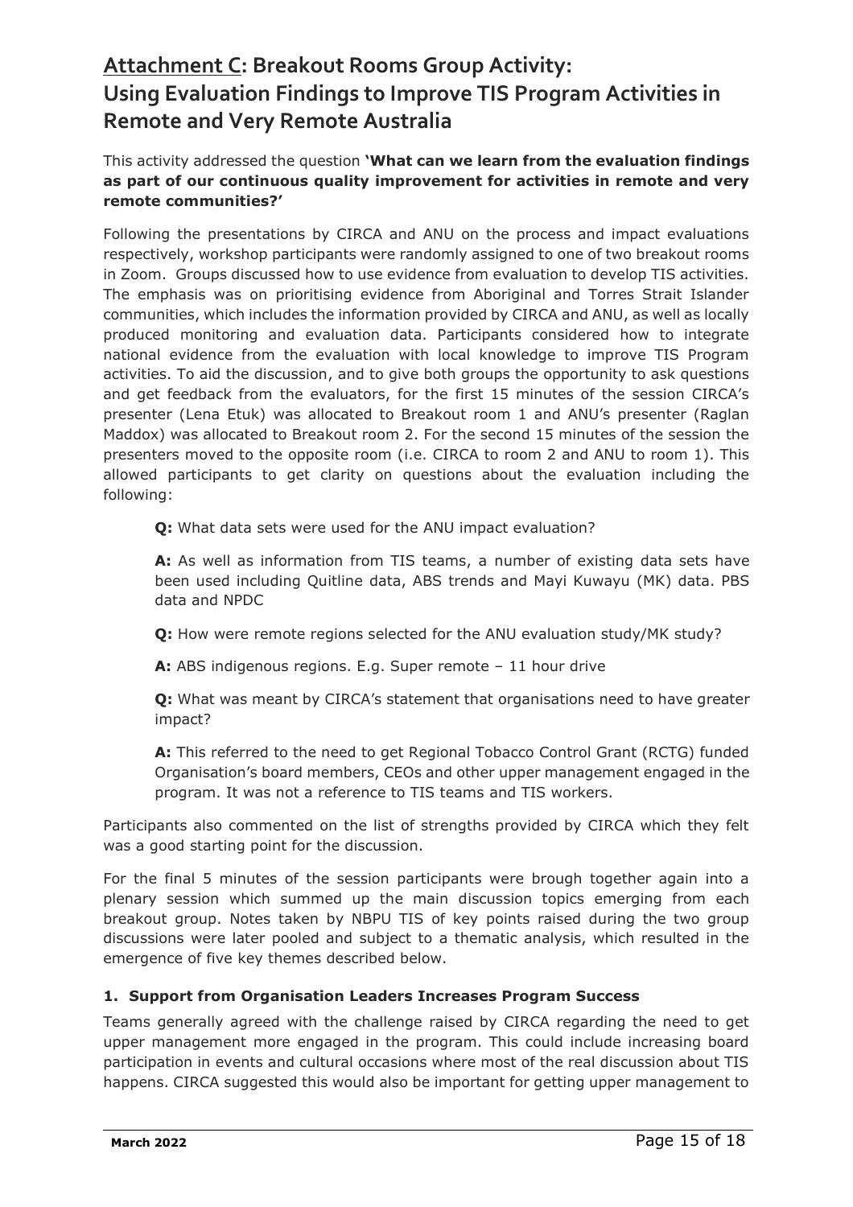# Attachment C: Breakout Rooms Group Activity: Using Evaluation Findings to Improve TIS Program Activities in Remote and Very Remote Australia

This activity addressed the question **'What can we learn from the evaluation findings as part of our continuous quality improvement for activities in remote and very remote communities?'**

Following the presentations by CIRCA and ANU on the process and impact evaluations respectively, workshop participants were randomly assigned to one of two breakout rooms in Zoom. Groups discussed how to use evidence from evaluation to develop TIS activities. The emphasis was on prioritising evidence from Aboriginal and Torres Strait Islander communities, which includes the information provided by CIRCA and ANU, as well as locally produced monitoring and evaluation data. Participants considered how to integrate national evidence from the evaluation with local knowledge to improve TIS Program activities. To aid the discussion, and to give both groups the opportunity to ask questions and get feedback from the evaluators, for the first 15 minutes of the session CIRCA's presenter (Lena Etuk) was allocated to Breakout room 1 and ANU's presenter (Raglan Maddox) was allocated to Breakout room 2. For the second 15 minutes of the session the presenters moved to the opposite room (i.e. CIRCA to room 2 and ANU to room 1). This allowed participants to get clarity on questions about the evaluation including the following:

> **Q:** What data sets were used for the ANU impact evaluation?
>
> **A:** As well as information from TIS teams, a number of existing data sets have been used including Quitline data, ABS trends and Mayi Kuwayu (MK) data. PBS data and NPDC
>
> **Q:** How were remote regions selected for the ANU evaluation study/MK study?
>
> **A:** ABS indigenous regions. E.g. Super remote – 11 hour drive
>
> **Q:** What was meant by CIRCA's statement that organisations need to have greater impact?
>
> **A:** This referred to the need to get Regional Tobacco Control Grant (RCTG) funded Organisation's board members, CEOs and other upper management engaged in the program. It was not a reference to TIS teams and TIS workers.

Participants also commented on the list of strengths provided by CIRCA which they felt was a good starting point for the discussion.

For the final 5 minutes of the session participants were brough together again into a plenary session which summed up the main discussion topics emerging from each breakout group. Notes taken by NBPU TIS of key points raised during the two group discussions were later pooled and subject to a thematic analysis, which resulted in the emergence of five key themes described below.

### 1. Support from Organisation Leaders Increases Program Success

Teams generally agreed with the challenge raised by CIRCA regarding the need to get upper management more engaged in the program. This could include increasing board participation in events and cultural occasions where most of the real discussion about TIS happens. CIRCA suggested this would also be important for getting upper management to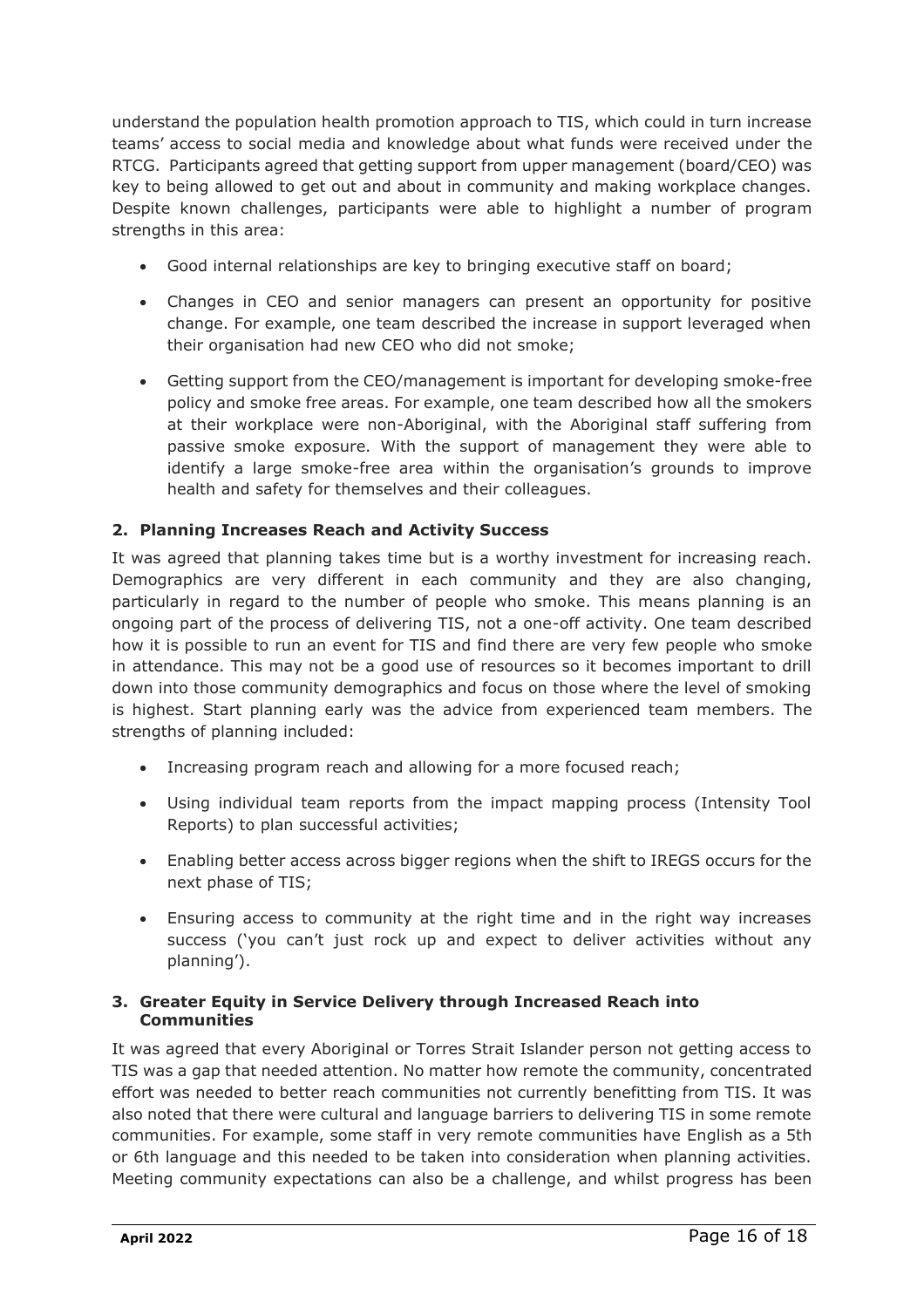understand the population health promotion approach to TIS, which could in turn increase teams' access to social media and knowledge about what funds were received under the RTCG. Participants agreed that getting support from upper management (board/CEO) was key to being allowed to get out and about in community and making workplace changes. Despite known challenges, participants were able to highlight a number of program strengths in this area:

- Good internal relationships are key to bringing executive staff on board;
- Changes in CEO and senior managers can present an opportunity for positive change. For example, one team described the increase in support leveraged when their organisation had new CEO who did not smoke;
- Getting support from the CEO/management is important for developing smoke-free policy and smoke free areas. For example, one team described how all the smokers at their workplace were non-Aboriginal, with the Aboriginal staff suffering from passive smoke exposure. With the support of management they were able to identify a large smoke-free area within the organisation's grounds to improve health and safety for themselves and their colleagues.

### 2. Planning Increases Reach and Activity Success

It was agreed that planning takes time but is a worthy investment for increasing reach. Demographics are very different in each community and they are also changing, particularly in regard to the number of people who smoke. This means planning is an ongoing part of the process of delivering TIS, not a one-off activity. One team described how it is possible to run an event for TIS and find there are very few people who smoke in attendance. This may not be a good use of resources so it becomes important to drill down into those community demographics and focus on those where the level of smoking is highest. Start planning early was the advice from experienced team members. The strengths of planning included:

- Increasing program reach and allowing for a more focused reach;
- Using individual team reports from the impact mapping process (Intensity Tool Reports) to plan successful activities;
- Enabling better access across bigger regions when the shift to IREGS occurs for the next phase of TIS;
- Ensuring access to community at the right time and in the right way increases success ('you can't just rock up and expect to deliver activities without any planning').

### 3. Greater Equity in Service Delivery through Increased Reach into Communities

It was agreed that every Aboriginal or Torres Strait Islander person not getting access to TIS was a gap that needed attention. No matter how remote the community, concentrated effort was needed to better reach communities not currently benefitting from TIS. It was also noted that there were cultural and language barriers to delivering TIS in some remote communities. For example, some staff in very remote communities have English as a 5th or 6th language and this needed to be taken into consideration when planning activities. Meeting community expectations can also be a challenge, and whilst progress has been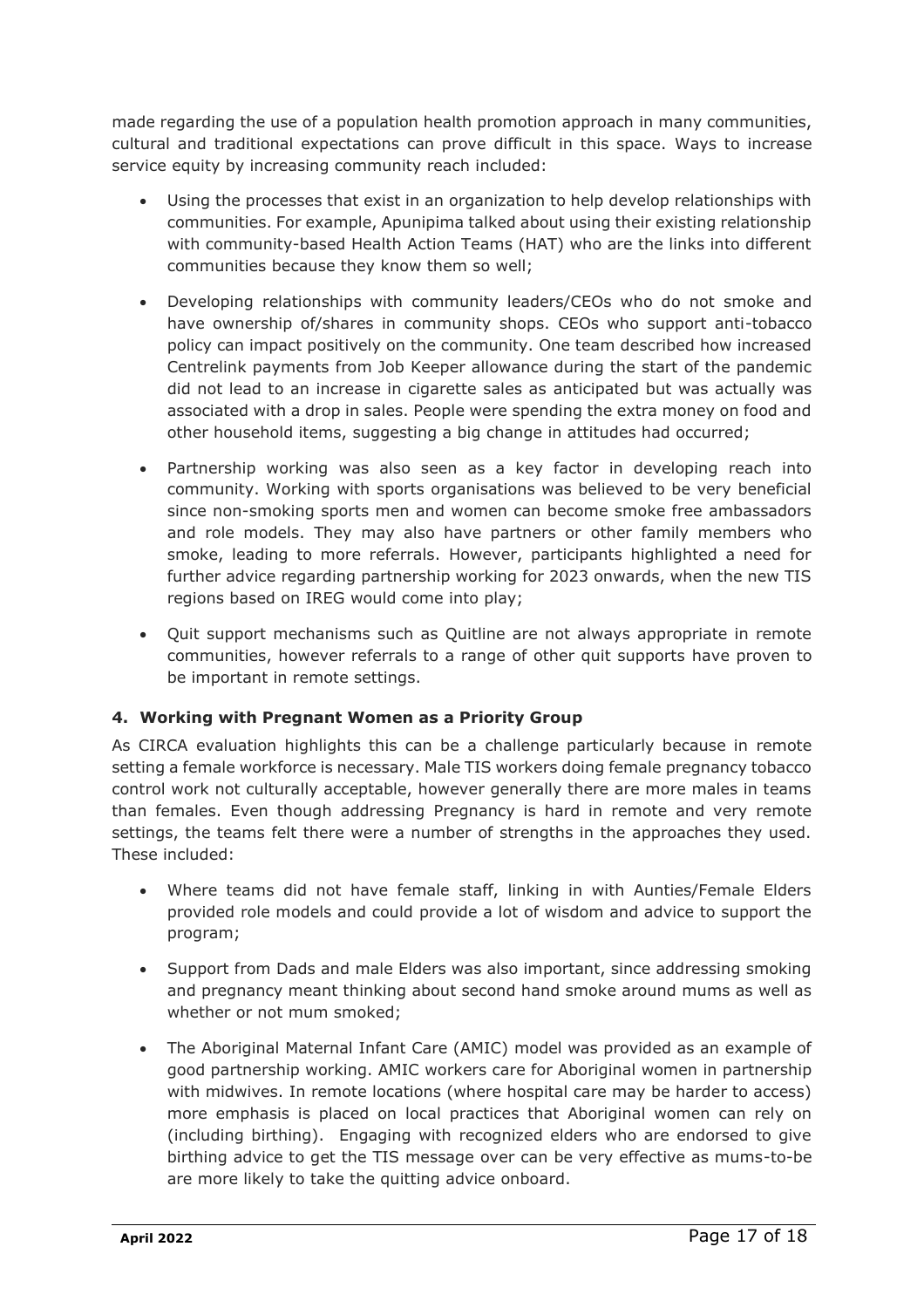made regarding the use of a population health promotion approach in many communities, cultural and traditional expectations can prove difficult in this space. Ways to increase service equity by increasing community reach included:

- Using the processes that exist in an organization to help develop relationships with communities. For example, Apunipima talked about using their existing relationship with community-based Health Action Teams (HAT) who are the links into different communities because they know them so well;
- Developing relationships with community leaders/CEOs who do not smoke and have ownership of/shares in community shops. CEOs who support anti-tobacco policy can impact positively on the community. One team described how increased Centrelink payments from Job Keeper allowance during the start of the pandemic did not lead to an increase in cigarette sales as anticipated but was actually was associated with a drop in sales. People were spending the extra money on food and other household items, suggesting a big change in attitudes had occurred;
- Partnership working was also seen as a key factor in developing reach into community. Working with sports organisations was believed to be very beneficial since non-smoking sports men and women can become smoke free ambassadors and role models. They may also have partners or other family members who smoke, leading to more referrals. However, participants highlighted a need for further advice regarding partnership working for 2023 onwards, when the new TIS regions based on IREG would come into play;
- Quit support mechanisms such as Quitline are not always appropriate in remote communities, however referrals to a range of other quit supports have proven to be important in remote settings.

#### 4. Working with Pregnant Women as a Priority Group

As CIRCA evaluation highlights this can be a challenge particularly because in remote setting a female workforce is necessary. Male TIS workers doing female pregnancy tobacco control work not culturally acceptable, however generally there are more males in teams than females. Even though addressing Pregnancy is hard in remote and very remote settings, the teams felt there were a number of strengths in the approaches they used. These included:

- Where teams did not have female staff, linking in with Aunties/Female Elders provided role models and could provide a lot of wisdom and advice to support the program;
- Support from Dads and male Elders was also important, since addressing smoking and pregnancy meant thinking about second hand smoke around mums as well as whether or not mum smoked;
- The Aboriginal Maternal Infant Care (AMIC) model was provided as an example of good partnership working. AMIC workers care for Aboriginal women in partnership with midwives. In remote locations (where hospital care may be harder to access) more emphasis is placed on local practices that Aboriginal women can rely on (including birthing). Engaging with recognized elders who are endorsed to give birthing advice to get the TIS message over can be very effective as mums-to-be are more likely to take the quitting advice onboard.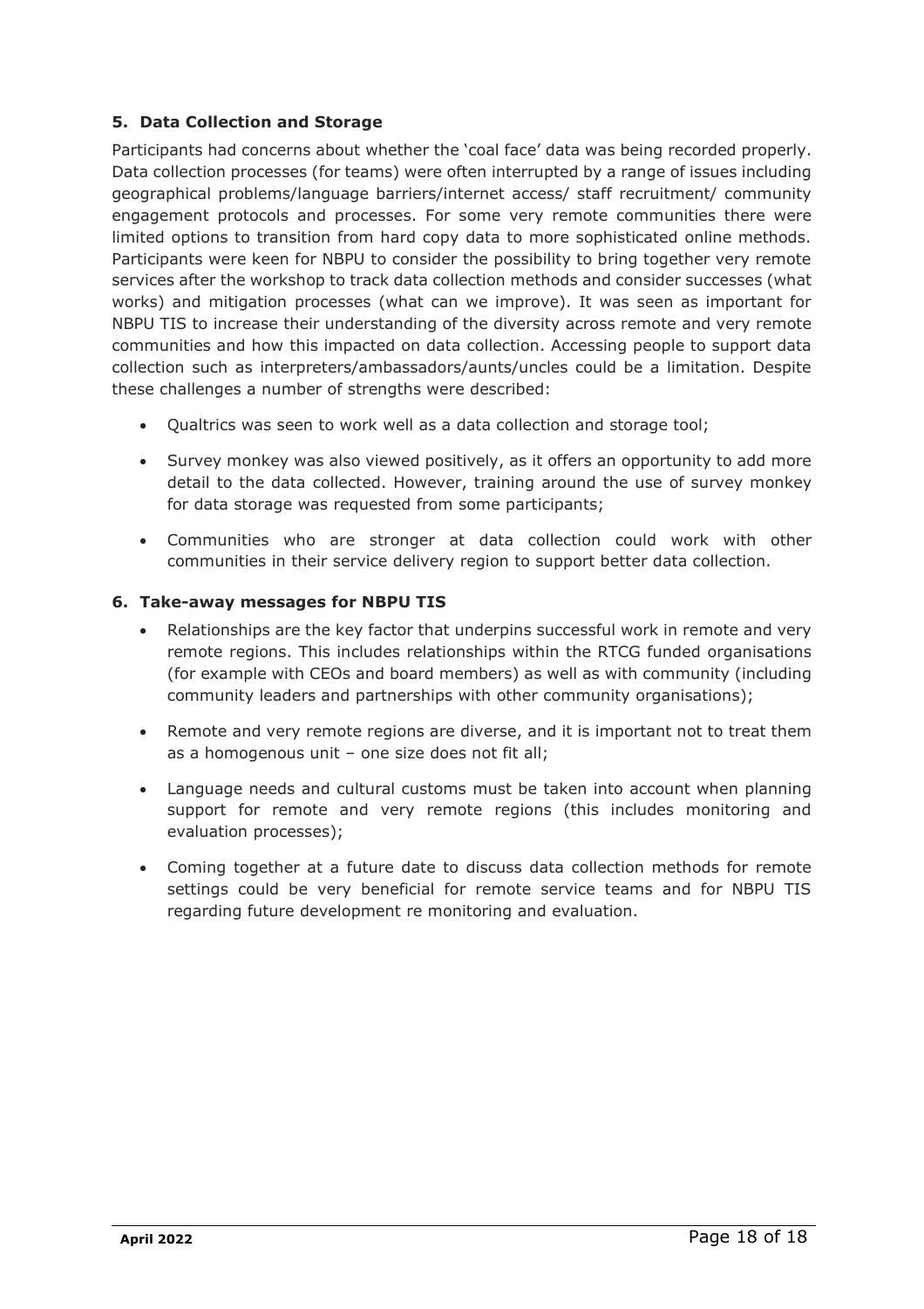## 5. Data Collection and Storage

Participants had concerns about whether the 'coal face' data was being recorded properly. Data collection processes (for teams) were often interrupted by a range of issues including geographical problems/language barriers/internet access/ staff recruitment/ community engagement protocols and processes. For some very remote communities there were limited options to transition from hard copy data to more sophisticated online methods. Participants were keen for NBPU to consider the possibility to bring together very remote services after the workshop to track data collection methods and consider successes (what works) and mitigation processes (what can we improve). It was seen as important for NBPU TIS to increase their understanding of the diversity across remote and very remote communities and how this impacted on data collection. Accessing people to support data collection such as interpreters/ambassadors/aunts/uncles could be a limitation. Despite these challenges a number of strengths were described:

- Qualtrics was seen to work well as a data collection and storage tool;
- Survey monkey was also viewed positively, as it offers an opportunity to add more detail to the data collected. However, training around the use of survey monkey for data storage was requested from some participants;
- Communities who are stronger at data collection could work with other communities in their service delivery region to support better data collection.

## 6. Take-away messages for NBPU TIS

- Relationships are the key factor that underpins successful work in remote and very remote regions. This includes relationships within the RTCG funded organisations (for example with CEOs and board members) as well as with community (including community leaders and partnerships with other community organisations);
- Remote and very remote regions are diverse, and it is important not to treat them as a homogenous unit – one size does not fit all;
- Language needs and cultural customs must be taken into account when planning support for remote and very remote regions (this includes monitoring and evaluation processes);
- Coming together at a future date to discuss data collection methods for remote settings could be very beneficial for remote service teams and for NBPU TIS regarding future development re monitoring and evaluation.